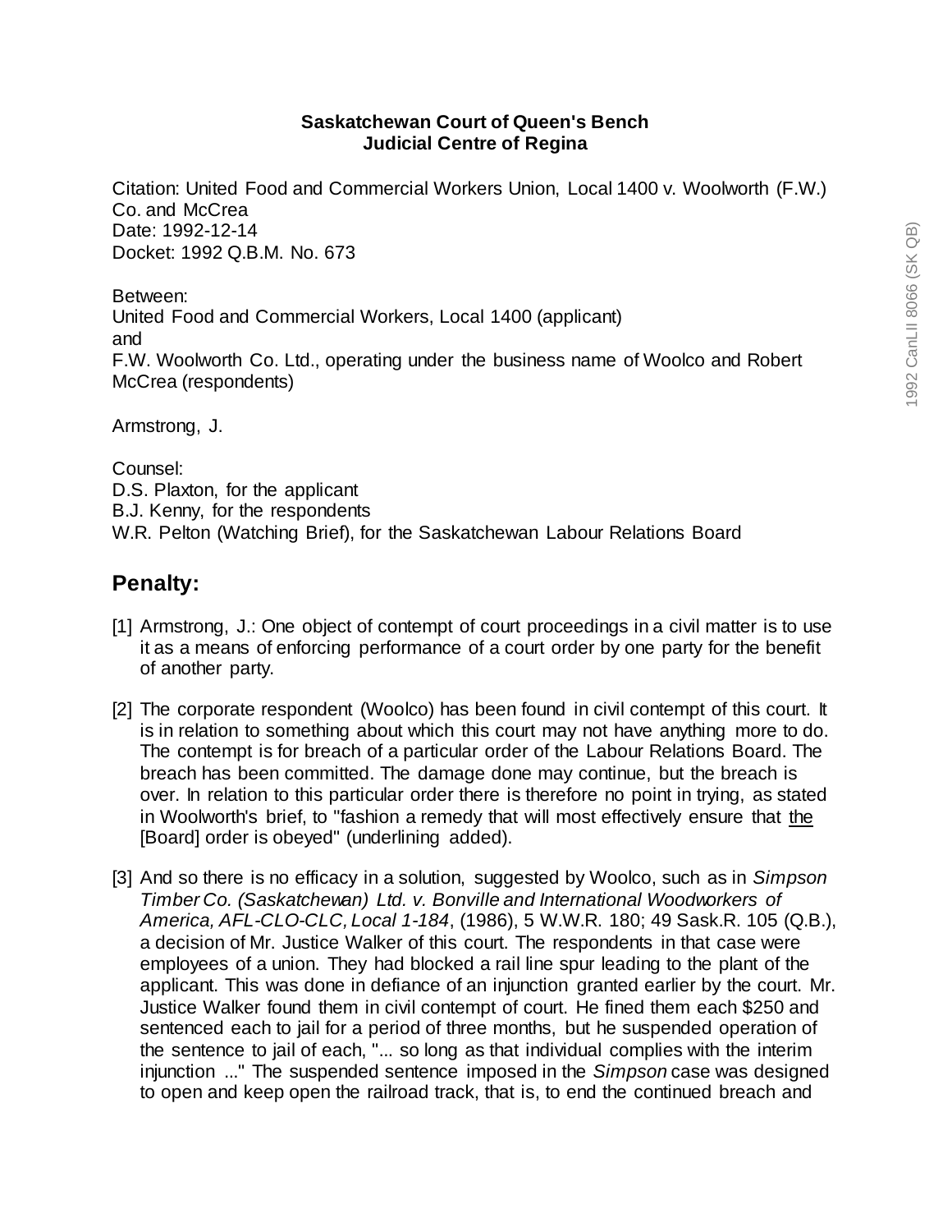**Saskatchewan Court of Queen's Bench**
**Judicial Centre of Regina**

Citation: United Food and Commercial Workers Union, Local 1400 v. Woolworth (F.W.) Co. and McCrea
Date: 1992-12-14
Docket: 1992 Q.B.M. No. 673

Between:
United Food and Commercial Workers, Local 1400 (applicant)
and
F.W. Woolworth Co. Ltd., operating under the business name of Woolco and Robert McCrea (respondents)

Armstrong, J.

Counsel:
D.S. Plaxton, for the applicant
B.J. Kenny, for the respondents
W.R. Pelton (Watching Brief), for the Saskatchewan Labour Relations Board

## Penalty:

[1] Armstrong, J.: One object of contempt of court proceedings in a civil matter is to use it as a means of enforcing performance of a court order by one party for the benefit of another party.

[2] The corporate respondent (Woolco) has been found in civil contempt of this court. It is in relation to something about which this court may not have anything more to do. The contempt is for breach of a particular order of the Labour Relations Board. The breach has been committed. The damage done may continue, but the breach is over. In relation to this particular order there is therefore no point in trying, as stated in Woolworth's brief, to "fashion a remedy that will most effectively ensure that <u>the</u> [Board] order is obeyed" (underlining added).

[3] And so there is no efficacy in a solution, suggested by Woolco, such as in *Simpson Timber Co. (Saskatchewan) Ltd. v. Bonville and International Woodworkers of America, AFL-CLO-CLC, Local 1-184*, (1986), 5 W.W.R. 180; 49 Sask.R. 105 (Q.B.), a decision of Mr. Justice Walker of this court. The respondents in that case were employees of a union. They had blocked a rail line spur leading to the plant of the applicant. This was done in defiance of an injunction granted earlier by the court. Mr. Justice Walker found them in civil contempt of court. He fined them each $250 and sentenced each to jail for a period of three months, but he suspended operation of the sentence to jail of each, "... so long as that individual complies with the interim injunction ..." The suspended sentence imposed in the *Simpson* case was designed to open and keep open the railroad track, that is, to end the continued breach and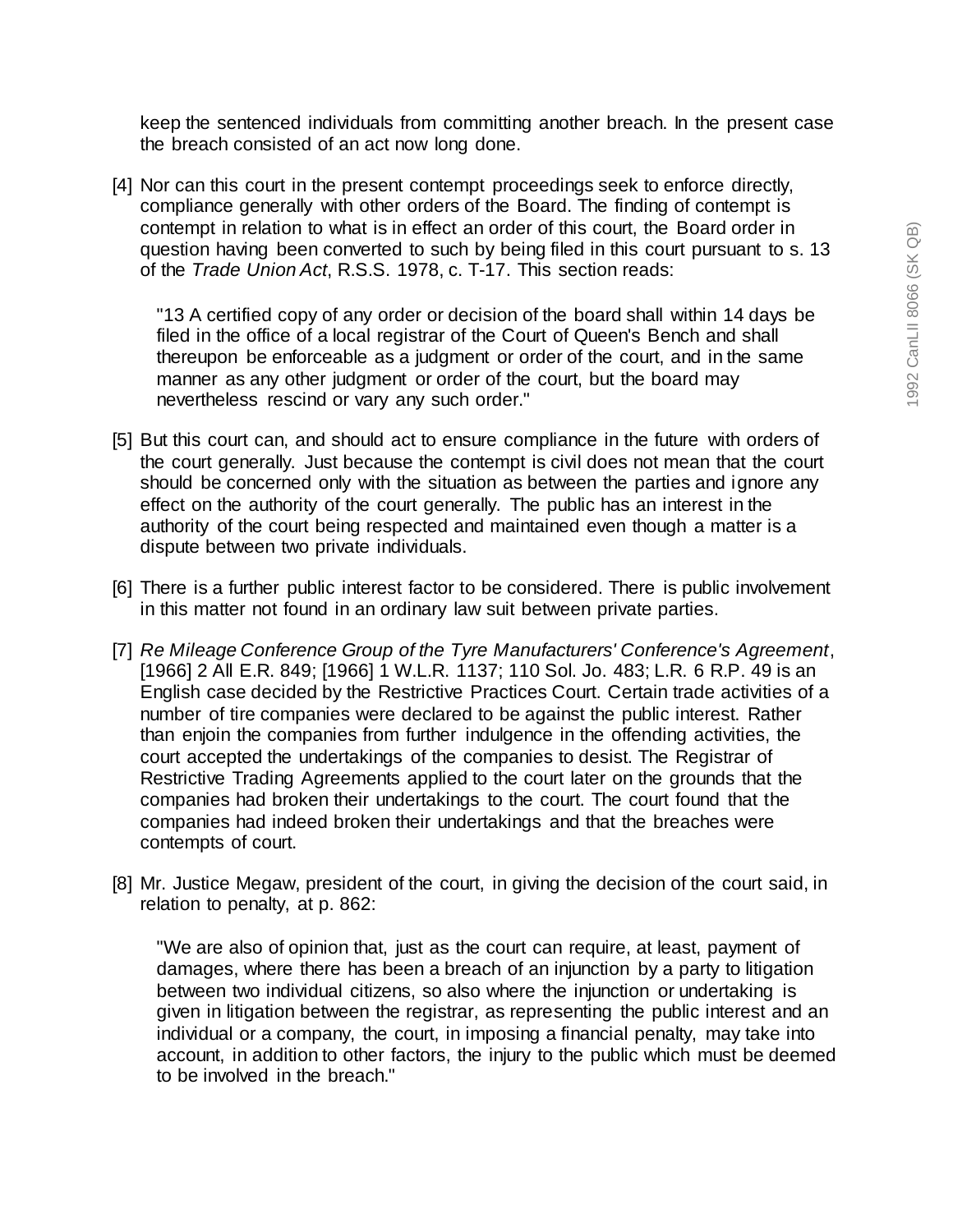keep the sentenced individuals from committing another breach. In the present case the breach consisted of an act now long done.

[4] Nor can this court in the present contempt proceedings seek to enforce directly, compliance generally with other orders of the Board. The finding of contempt is contempt in relation to what is in effect an order of this court, the Board order in question having been converted to such by being filed in this court pursuant to s. 13 of the *Trade Union Act*, R.S.S. 1978, c. T-17. This section reads:

> "13 A certified copy of any order or decision of the board shall within 14 days be filed in the office of a local registrar of the Court of Queen's Bench and shall thereupon be enforceable as a judgment or order of the court, and in the same manner as any other judgment or order of the court, but the board may nevertheless rescind or vary any such order."

[5] But this court can, and should act to ensure compliance in the future with orders of the court generally. Just because the contempt is civil does not mean that the court should be concerned only with the situation as between the parties and ignore any effect on the authority of the court generally. The public has an interest in the authority of the court being respected and maintained even though a matter is a dispute between two private individuals.

[6] There is a further public interest factor to be considered. There is public involvement in this matter not found in an ordinary law suit between private parties.

[7] *Re Mileage Conference Group of the Tyre Manufacturers' Conference's Agreement*, [1966] 2 All E.R. 849; [1966] 1 W.L.R. 1137; 110 Sol. Jo. 483; L.R. 6 R.P. 49 is an English case decided by the Restrictive Practices Court. Certain trade activities of a number of tire companies were declared to be against the public interest. Rather than enjoin the companies from further indulgence in the offending activities, the court accepted the undertakings of the companies to desist. The Registrar of Restrictive Trading Agreements applied to the court later on the grounds that the companies had broken their undertakings to the court. The court found that the companies had indeed broken their undertakings and that the breaches were contempts of court.

[8] Mr. Justice Megaw, president of the court, in giving the decision of the court said, in relation to penalty, at p. 862:

> "We are also of opinion that, just as the court can require, at least, payment of damages, where there has been a breach of an injunction by a party to litigation between two individual citizens, so also where the injunction or undertaking is given in litigation between the registrar, as representing the public interest and an individual or a company, the court, in imposing a financial penalty, may take into account, in addition to other factors, the injury to the public which must be deemed to be involved in the breach."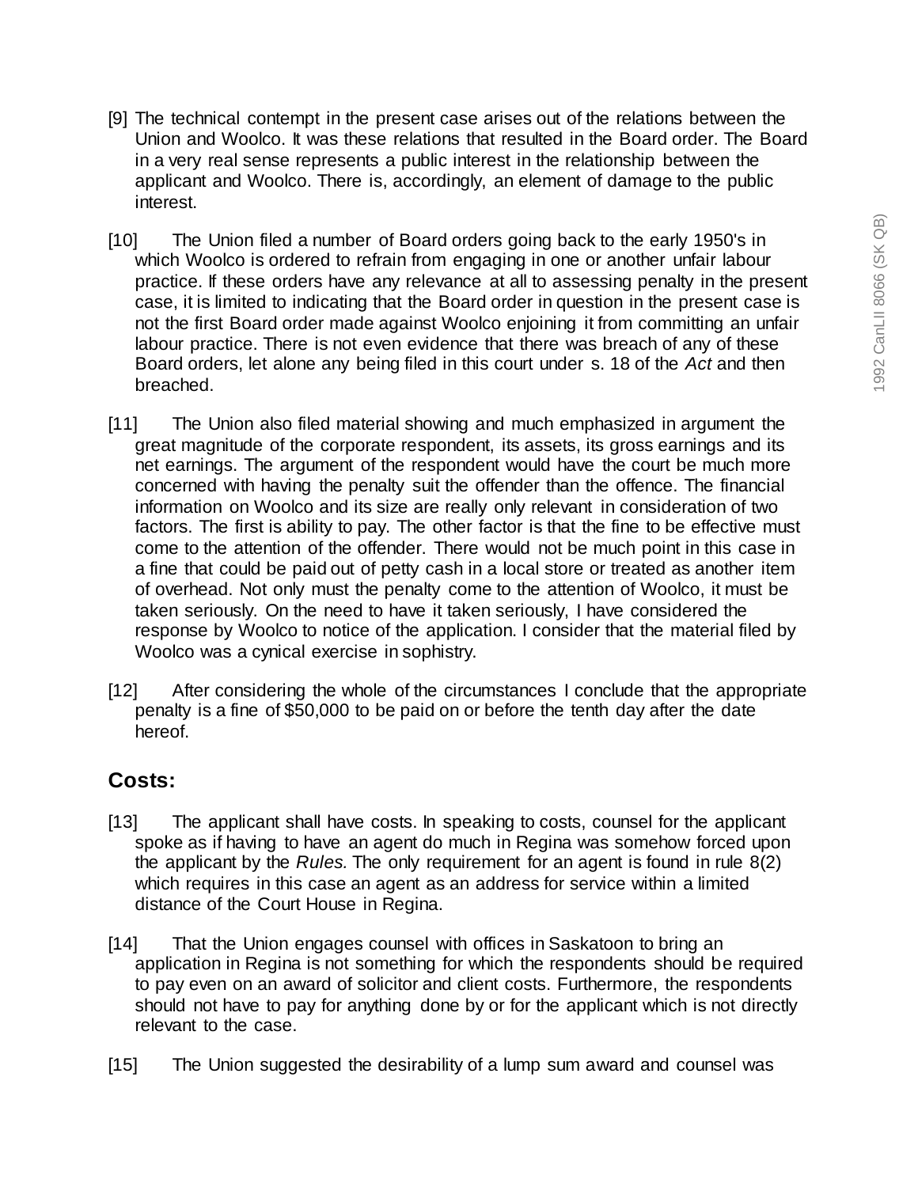[9] The technical contempt in the present case arises out of the relations between the Union and Woolco. It was these relations that resulted in the Board order. The Board in a very real sense represents a public interest in the relationship between the applicant and Woolco. There is, accordingly, an element of damage to the public interest.

[10] The Union filed a number of Board orders going back to the early 1950's in which Woolco is ordered to refrain from engaging in one or another unfair labour practice. If these orders have any relevance at all to assessing penalty in the present case, it is limited to indicating that the Board order in question in the present case is not the first Board order made against Woolco enjoining it from committing an unfair labour practice. There is not even evidence that there was breach of any of these Board orders, let alone any being filed in this court under s. 18 of the *Act* and then breached.

[11] The Union also filed material showing and much emphasized in argument the great magnitude of the corporate respondent, its assets, its gross earnings and its net earnings. The argument of the respondent would have the court be much more concerned with having the penalty suit the offender than the offence. The financial information on Woolco and its size are really only relevant in consideration of two factors. The first is ability to pay. The other factor is that the fine to be effective must come to the attention of the offender. There would not be much point in this case in a fine that could be paid out of petty cash in a local store or treated as another item of overhead. Not only must the penalty come to the attention of Woolco, it must be taken seriously. On the need to have it taken seriously, I have considered the response by Woolco to notice of the application. I consider that the material filed by Woolco was a cynical exercise in sophistry.

[12] After considering the whole of the circumstances I conclude that the appropriate penalty is a fine of $50,000 to be paid on or before the tenth day after the date hereof.

## Costs:

[13] The applicant shall have costs. In speaking to costs, counsel for the applicant spoke as if having to have an agent do much in Regina was somehow forced upon the applicant by the *Rules.* The only requirement for an agent is found in rule 8(2) which requires in this case an agent as an address for service within a limited distance of the Court House in Regina.

[14] That the Union engages counsel with offices in Saskatoon to bring an application in Regina is not something for which the respondents should be required to pay even on an award of solicitor and client costs. Furthermore, the respondents should not have to pay for anything done by or for the applicant which is not directly relevant to the case.

[15] The Union suggested the desirability of a lump sum award and counsel was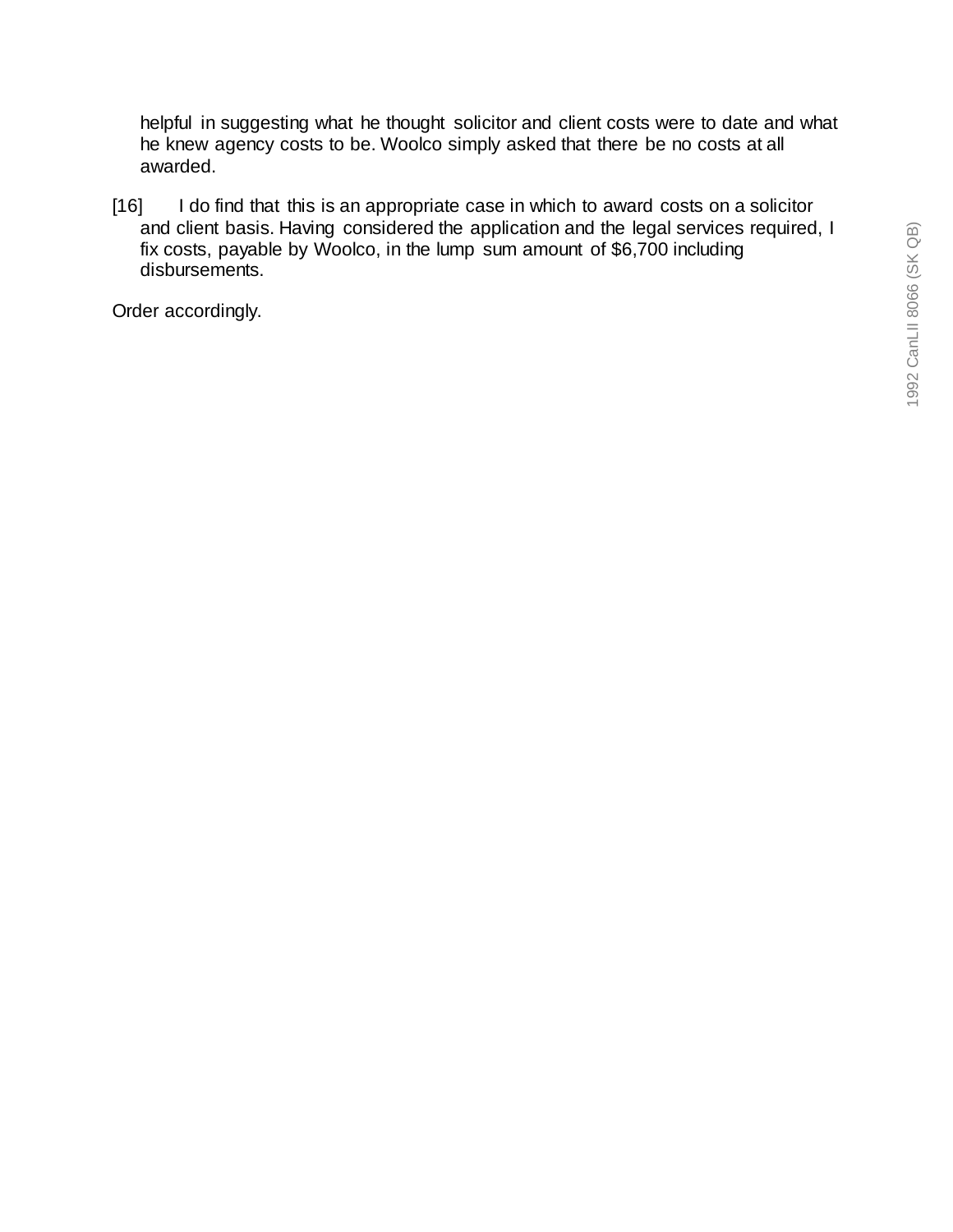helpful in suggesting what he thought solicitor and client costs were to date and what he knew agency costs to be. Woolco simply asked that there be no costs at all awarded.

[16] I do find that this is an appropriate case in which to award costs on a solicitor and client basis. Having considered the application and the legal services required, I fix costs, payable by Woolco, in the lump sum amount of $6,700 including disbursements.

Order accordingly.